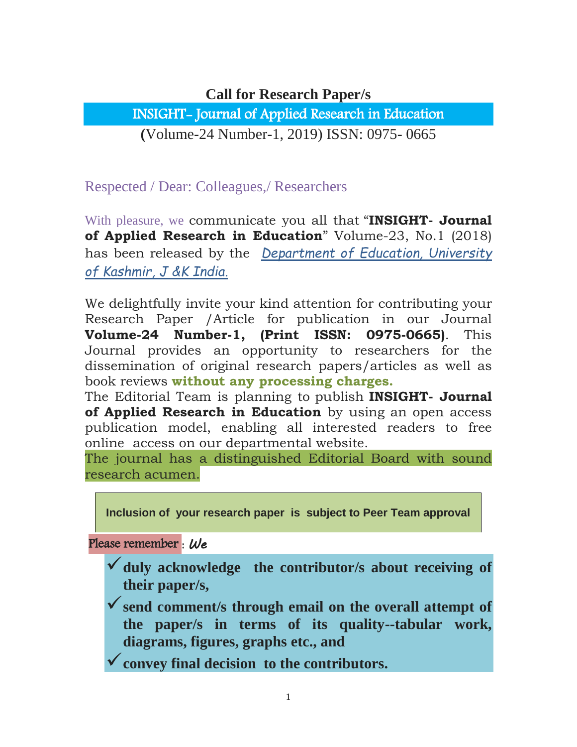# Call for Research Paper/s

## INSIGHT- Journal of Applied Research in Education

**(**Volume-24 Number-1, 2019) ISSN: 0975- 0665

Respected / Dear: Colleagues,/ Researchers

With pleasure, we communicate you all that "**INSIGHT- Journal of Applied Research in Education**" Volume-23, No.1 (2018) has been released by the *Department of Education, University of Kashmir, J &K India.*

We delightfully invite your kind attention for contributing your Research Paper /Article for publication in our Journal **Volume-24 Number-1, (Print ISSN: 0975-0665)**. This Journal provides an opportunity to researchers for the dissemination of original research papers/articles as well as book reviews **without any processing charges.**

The Editorial Team is planning to publish **INSIGHT- Journal of Applied Research in Education** by using an open access publication model, enabling all interested readers to free online access on our departmental website.

The journal has a distinguished Editorial Board with sound research acumen.

**Inclusion of your research paper is subject to Peer Team approval**

Please remember : *We*

- ✓ **duly acknowledge the contributor/s about receiving of their paper/s,**
- ✓ **send comment/s through email on the overall attempt of the paper/s in terms of its quality--tabular work, diagrams, figures, graphs etc., and**
- ✓ **convey final decision to the contributors.**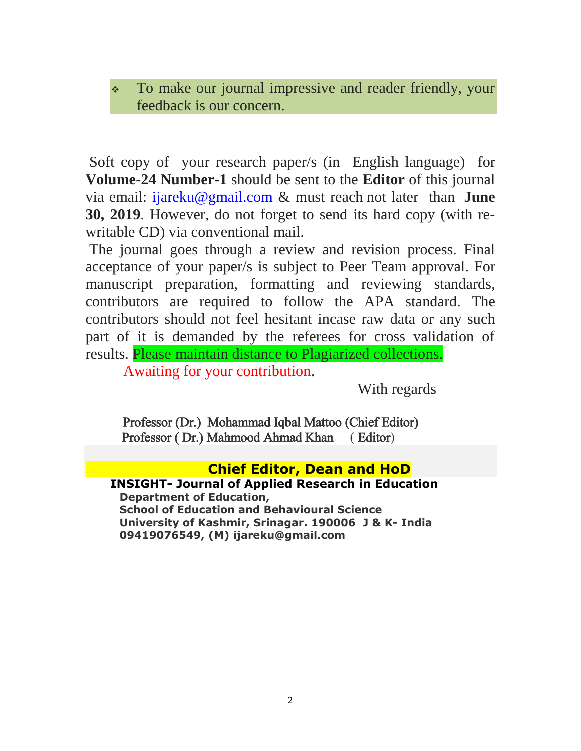- To make our journal impressive and reader friendly, your feedback is our concern.

Soft copy of your research paper/s (in English language) for **Volume-24 Number-1** should be sent to the **Editor** of this journal via email: ijareku@gmail.com & must reach not later than **June 30, 2019**. However, do not forget to send its hard copy (with re-writable CD) via conventional mail.

The journal goes through a review and revision process. Final acceptance of your paper/s is subject to Peer Team approval. For manuscript preparation, formatting and reviewing standards, contributors are required to follow the APA standard. The contributors should not feel hesitant incase raw data or any such part of it is demanded by the referees for cross validation of results. Please maintain distance to Plagiarized collections.

Awaiting for your contribution.

With regards

Professor (Dr.) Mohammad Iqbal Mattoo (Chief Editor)
Professor ( Dr.) Mahmood Ahmad Khan ( Editor)

**Chief Editor, Dean and HoD**

**INSIGHT- Journal of Applied Research in Education**
**Department of Education,**
**School of Education and Behavioural Science**
**University of Kashmir, Srinagar. 190006 J & K- India**
**09419076549, (M) ijareku@gmail.com**